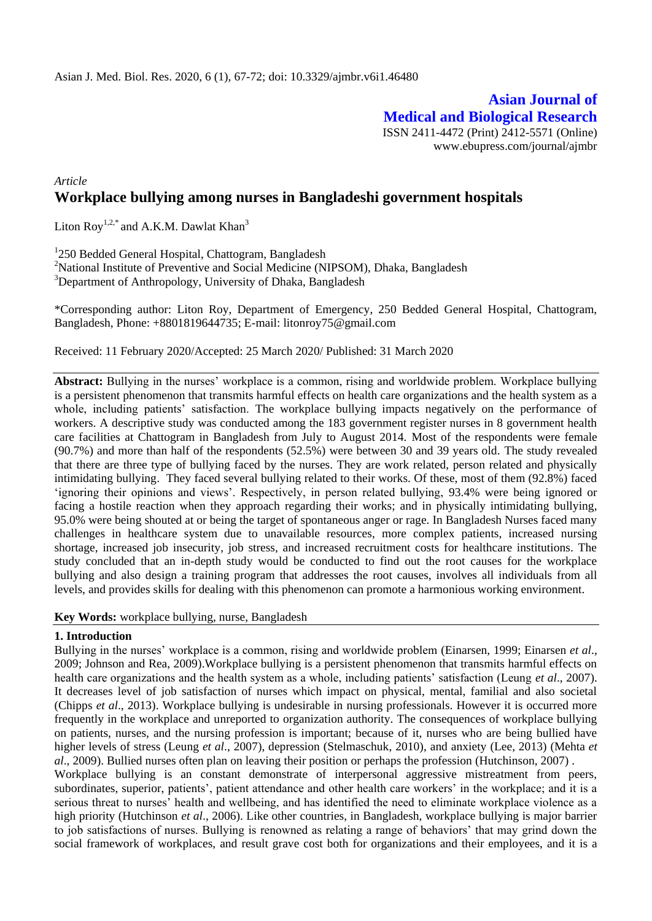**Asian Journal of Medical and Biological Research**

ISSN 2411-4472 (Print) 2412-5571 (Online)
www.ebupress.com/journal/ajmbr

*Article*

# Workplace bullying among nurses in Bangladeshi government hospitals

Liton Roy[1,2,*] and A.K.M. Dawlat Khan[3]

[1]250 Bedded General Hospital, Chattogram, Bangladesh
[2]National Institute of Preventive and Social Medicine (NIPSOM), Dhaka, Bangladesh
[3]Department of Anthropology, University of Dhaka, Bangladesh

*Corresponding author: Liton Roy, Department of Emergency, 250 Bedded General Hospital, Chattogram, Bangladesh, Phone: +8801819644735; E-mail: litonroy75@gmail.com

Received: 11 February 2020/Accepted: 25 March 2020/ Published: 31 March 2020

**Abstract:** Bullying in the nurses' workplace is a common, rising and worldwide problem. Workplace bullying is a persistent phenomenon that transmits harmful effects on health care organizations and the health system as a whole, including patients' satisfaction. The workplace bullying impacts negatively on the performance of workers. A descriptive study was conducted among the 183 government register nurses in 8 government health care facilities at Chattogram in Bangladesh from July to August 2014. Most of the respondents were female (90.7%) and more than half of the respondents (52.5%) were between 30 and 39 years old. The study revealed that there are three type of bullying faced by the nurses. They are work related, person related and physically intimidating bullying. They faced several bullying related to their works. Of these, most of them (92.8%) faced 'ignoring their opinions and views'. Respectively, in person related bullying, 93.4% were being ignored or facing a hostile reaction when they approach regarding their works; and in physically intimidating bullying, 95.0% were being shouted at or being the target of spontaneous anger or rage. In Bangladesh Nurses faced many challenges in healthcare system due to unavailable resources, more complex patients, increased nursing shortage, increased job insecurity, job stress, and increased recruitment costs for healthcare institutions. The study concluded that an in-depth study would be conducted to find out the root causes for the workplace bullying and also design a training program that addresses the root causes, involves all individuals from all levels, and provides skills for dealing with this phenomenon can promote a harmonious working environment.

**Key Words:** workplace bullying, nurse, Bangladesh

## 1. Introduction

Bullying in the nurses' workplace is a common, rising and worldwide problem (Einarsen, 1999; Einarsen *et al*., 2009; Johnson and Rea, 2009).Workplace bullying is a persistent phenomenon that transmits harmful effects on health care organizations and the health system as a whole, including patients' satisfaction (Leung *et al*., 2007). It decreases level of job satisfaction of nurses which impact on physical, mental, familial and also societal (Chipps *et al*., 2013). Workplace bullying is undesirable in nursing professionals. However it is occurred more frequently in the workplace and unreported to organization authority. The consequences of workplace bullying on patients, nurses, and the nursing profession is important; because of it, nurses who are being bullied have higher levels of stress (Leung *et al*., 2007), depression (Stelmaschuk, 2010), and anxiety (Lee, 2013) (Mehta *et al*., 2009). Bullied nurses often plan on leaving their position or perhaps the profession (Hutchinson, 2007) .

Workplace bullying is an constant demonstrate of interpersonal aggressive mistreatment from peers, subordinates, superior, patients', patient attendance and other health care workers' in the workplace; and it is a serious threat to nurses' health and wellbeing, and has identified the need to eliminate workplace violence as a high priority (Hutchinson *et al*., 2006). Like other countries, in Bangladesh, workplace bullying is major barrier to job satisfactions of nurses. Bullying is renowned as relating a range of behaviors' that may grind down the social framework of workplaces, and result grave cost both for organizations and their employees, and it is a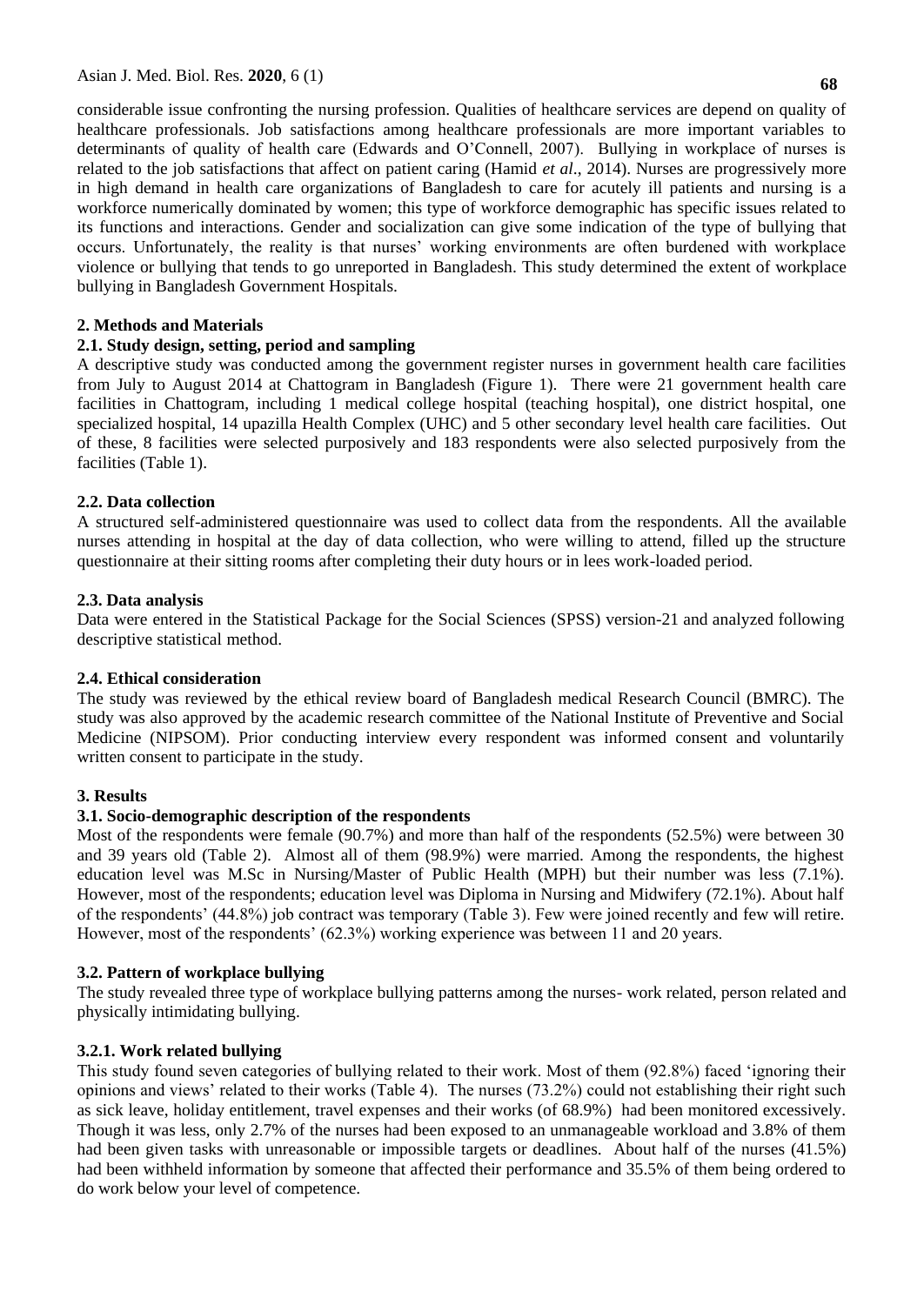considerable issue confronting the nursing profession. Qualities of healthcare services are depend on quality of healthcare professionals. Job satisfactions among healthcare professionals are more important variables to determinants of quality of health care (Edwards and O'Connell, 2007). Bullying in workplace of nurses is related to the job satisfactions that affect on patient caring (Hamid *et al*., 2014). Nurses are progressively more in high demand in health care organizations of Bangladesh to care for acutely ill patients and nursing is a workforce numerically dominated by women; this type of workforce demographic has specific issues related to its functions and interactions. Gender and socialization can give some indication of the type of bullying that occurs. Unfortunately, the reality is that nurses' working environments are often burdened with workplace violence or bullying that tends to go unreported in Bangladesh. This study determined the extent of workplace bullying in Bangladesh Government Hospitals.

## 2. Methods and Materials

### 2.1. Study design, setting, period and sampling

A descriptive study was conducted among the government register nurses in government health care facilities from July to August 2014 at Chattogram in Bangladesh (Figure 1). There were 21 government health care facilities in Chattogram, including 1 medical college hospital (teaching hospital), one district hospital, one specialized hospital, 14 upazilla Health Complex (UHC) and 5 other secondary level health care facilities. Out of these, 8 facilities were selected purposively and 183 respondents were also selected purposively from the facilities (Table 1).

### 2.2. Data collection

A structured self-administered questionnaire was used to collect data from the respondents. All the available nurses attending in hospital at the day of data collection, who were willing to attend, filled up the structure questionnaire at their sitting rooms after completing their duty hours or in lees work-loaded period.

### 2.3. Data analysis

Data were entered in the Statistical Package for the Social Sciences (SPSS) version-21 and analyzed following descriptive statistical method.

### 2.4. Ethical consideration

The study was reviewed by the ethical review board of Bangladesh medical Research Council (BMRC). The study was also approved by the academic research committee of the National Institute of Preventive and Social Medicine (NIPSOM). Prior conducting interview every respondent was informed consent and voluntarily written consent to participate in the study.

## 3. Results

### 3.1. Socio-demographic description of the respondents

Most of the respondents were female (90.7%) and more than half of the respondents (52.5%) were between 30 and 39 years old (Table 2). Almost all of them (98.9%) were married. Among the respondents, the highest education level was M.Sc in Nursing/Master of Public Health (MPH) but their number was less (7.1%). However, most of the respondents; education level was Diploma in Nursing and Midwifery (72.1%). About half of the respondents' (44.8%) job contract was temporary (Table 3). Few were joined recently and few will retire. However, most of the respondents' (62.3%) working experience was between 11 and 20 years.

### 3.2. Pattern of workplace bullying

The study revealed three type of workplace bullying patterns among the nurses- work related, person related and physically intimidating bullying.

#### 3.2.1. Work related bullying

This study found seven categories of bullying related to their work. Most of them (92.8%) faced 'ignoring their opinions and views' related to their works (Table 4). The nurses (73.2%) could not establishing their right such as sick leave, holiday entitlement, travel expenses and their works (of 68.9%) had been monitored excessively. Though it was less, only 2.7% of the nurses had been exposed to an unmanageable workload and 3.8% of them had been given tasks with unreasonable or impossible targets or deadlines. About half of the nurses (41.5%) had been withheld information by someone that affected their performance and 35.5% of them being ordered to do work below your level of competence.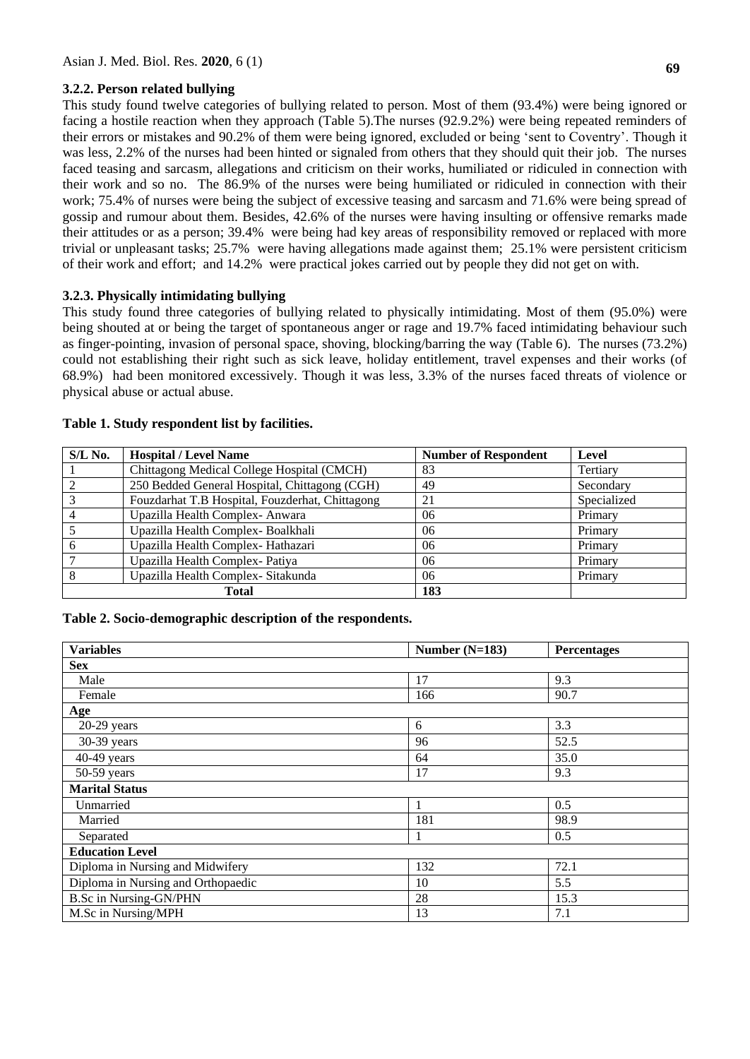### 3.2.2. Person related bullying

This study found twelve categories of bullying related to person. Most of them (93.4%) were being ignored or facing a hostile reaction when they approach (Table 5).The nurses (92.9.2%) were being repeated reminders of their errors or mistakes and 90.2% of them were being ignored, excluded or being 'sent to Coventry'. Though it was less, 2.2% of the nurses had been hinted or signaled from others that they should quit their job. The nurses faced teasing and sarcasm, allegations and criticism on their works, humiliated or ridiculed in connection with their work and so no. The 86.9% of the nurses were being humiliated or ridiculed in connection with their work; 75.4% of nurses were being the subject of excessive teasing and sarcasm and 71.6% were being spread of gossip and rumour about them. Besides, 42.6% of the nurses were having insulting or offensive remarks made their attitudes or as a person; 39.4% were being had key areas of responsibility removed or replaced with more trivial or unpleasant tasks; 25.7% were having allegations made against them; 25.1% were persistent criticism of their work and effort; and 14.2% were practical jokes carried out by people they did not get on with.

### 3.2.3. Physically intimidating bullying

This study found three categories of bullying related to physically intimidating. Most of them (95.0%) were being shouted at or being the target of spontaneous anger or rage and 19.7% faced intimidating behaviour such as finger-pointing, invasion of personal space, shoving, blocking/barring the way (Table 6). The nurses (73.2%) could not establishing their right such as sick leave, holiday entitlement, travel expenses and their works (of 68.9%) had been monitored excessively. Though it was less, 3.3% of the nurses faced threats of violence or physical abuse or actual abuse.

**Table 1. Study respondent list by facilities.**

| S/L No. | Hospital / Level Name | Number of Respondent | Level |
|---|---|---|---|
| 1 | Chittagong Medical College Hospital (CMCH) | 83 | Tertiary |
| 2 | 250 Bedded General Hospital, Chittagong (CGH) | 49 | Secondary |
| 3 | Fouzdarhat T.B Hospital, Fouzderhat, Chittagong | 21 | Specialized |
| 4 | Upazilla Health Complex- Anwara | 06 | Primary |
| 5 | Upazilla Health Complex- Boalkhali | 06 | Primary |
| 6 | Upazilla Health Complex- Hathazari | 06 | Primary |
| 7 | Upazilla Health Complex- Patiya | 06 | Primary |
| 8 | Upazilla Health Complex- Sitakunda | 06 | Primary |
| | **Total** | **183** | |

**Table 2. Socio-demographic description of the respondents.**

| Variables | Number (N=183) | Percentages |
|---|---|---|
| **Sex** | | |
| Male | 17 | 9.3 |
| Female | 166 | 90.7 |
| **Age** | | |
| 20-29 years | 6 | 3.3 |
| 30-39 years | 96 | 52.5 |
| 40-49 years | 64 | 35.0 |
| 50-59 years | 17 | 9.3 |
| **Marital Status** | | |
| Unmarried | 1 | 0.5 |
| Married | 181 | 98.9 |
| Separated | 1 | 0.5 |
| **Education Level** | | |
| Diploma in Nursing and Midwifery | 132 | 72.1 |
| Diploma in Nursing and Orthopaedic | 10 | 5.5 |
| B.Sc in Nursing-GN/PHN | 28 | 15.3 |
| M.Sc in Nursing/MPH | 13 | 7.1 |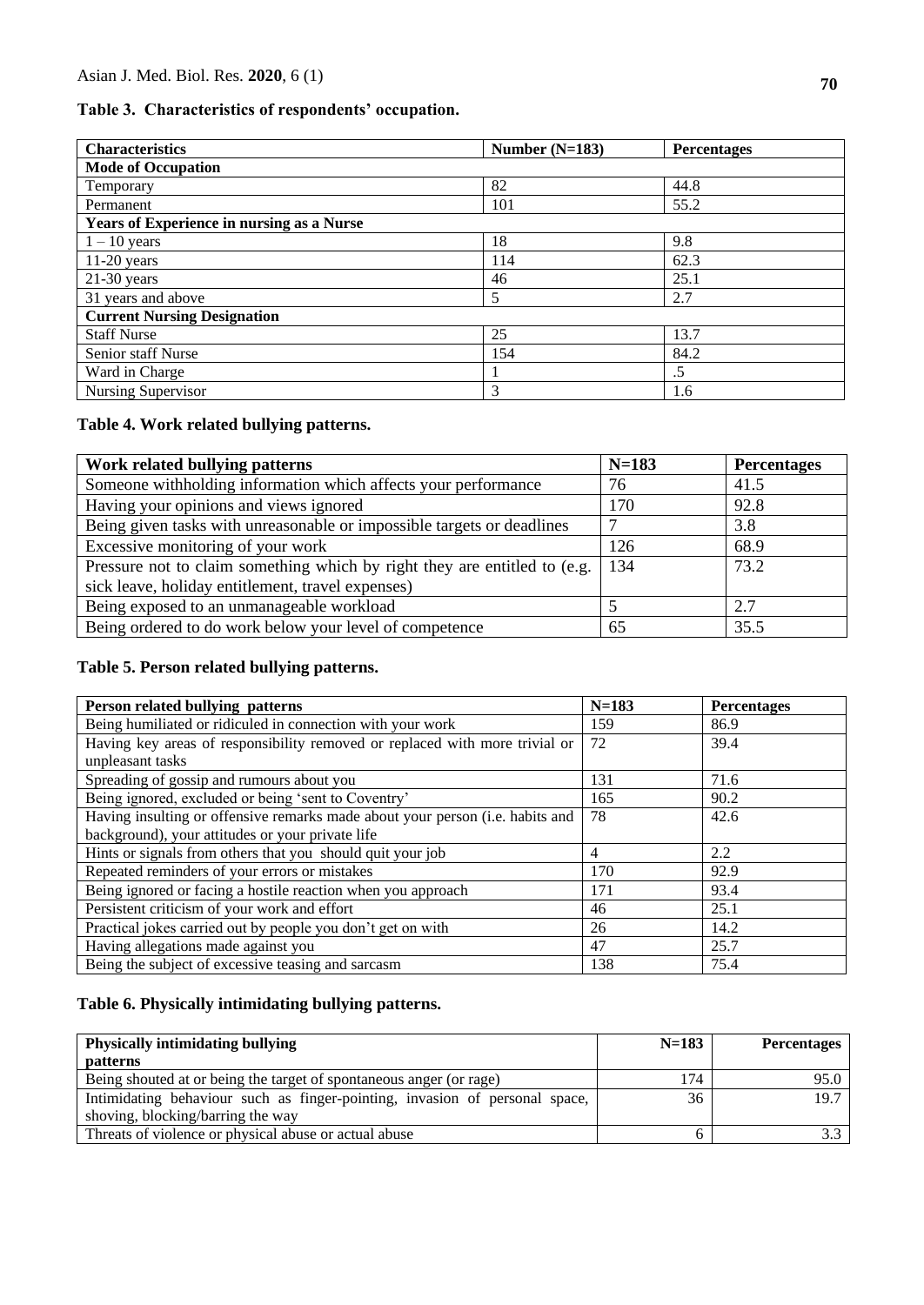**Table 3. Characteristics of respondents' occupation.**

| Characteristics | Number (N=183) | Percentages |
|---|---|---|
| **Mode of Occupation** | | |
| Temporary | 82 | 44.8 |
| Permanent | 101 | 55.2 |
| **Years of Experience in nursing as a Nurse** | | |
| 1 – 10 years | 18 | 9.8 |
| 11-20 years | 114 | 62.3 |
| 21-30 years | 46 | 25.1 |
| 31 years and above | 5 | 2.7 |
| **Current Nursing Designation** | | |
| Staff Nurse | 25 | 13.7 |
| Senior staff Nurse | 154 | 84.2 |
| Ward in Charge | 1 | .5 |
| Nursing Supervisor | 3 | 1.6 |

**Table 4. Work related bullying patterns.**

| Work related bullying patterns | N=183 | Percentages |
|---|---|---|
| Someone withholding information which affects your performance | 76 | 41.5 |
| Having your opinions and views ignored | 170 | 92.8 |
| Being given tasks with unreasonable or impossible targets or deadlines | 7 | 3.8 |
| Excessive monitoring of your work | 126 | 68.9 |
| Pressure not to claim something which by right they are entitled to (e.g. sick leave, holiday entitlement, travel expenses) | 134 | 73.2 |
| Being exposed to an unmanageable workload | 5 | 2.7 |
| Being ordered to do work below your level of competence | 65 | 35.5 |

**Table 5. Person related bullying patterns.**

| Person related bullying patterns | N=183 | Percentages |
|---|---|---|
| Being humiliated or ridiculed in connection with your work | 159 | 86.9 |
| Having key areas of responsibility removed or replaced with more trivial or unpleasant tasks | 72 | 39.4 |
| Spreading of gossip and rumours about you | 131 | 71.6 |
| Being ignored, excluded or being 'sent to Coventry' | 165 | 90.2 |
| Having insulting or offensive remarks made about your person (i.e. habits and background), your attitudes or your private life | 78 | 42.6 |
| Hints or signals from others that you should quit your job | 4 | 2.2 |
| Repeated reminders of your errors or mistakes | 170 | 92.9 |
| Being ignored or facing a hostile reaction when you approach | 171 | 93.4 |
| Persistent criticism of your work and effort | 46 | 25.1 |
| Practical jokes carried out by people you don't get on with | 26 | 14.2 |
| Having allegations made against you | 47 | 25.7 |
| Being the subject of excessive teasing and sarcasm | 138 | 75.4 |

**Table 6. Physically intimidating bullying patterns.**

| Physically intimidating bullying patterns | N=183 | Percentages |
|---|---|---|
| Being shouted at or being the target of spontaneous anger (or rage) | 174 | 95.0 |
| Intimidating behaviour such as finger-pointing, invasion of personal space, shoving, blocking/barring the way | 36 | 19.7 |
| Threats of violence or physical abuse or actual abuse | 6 | 3.3 |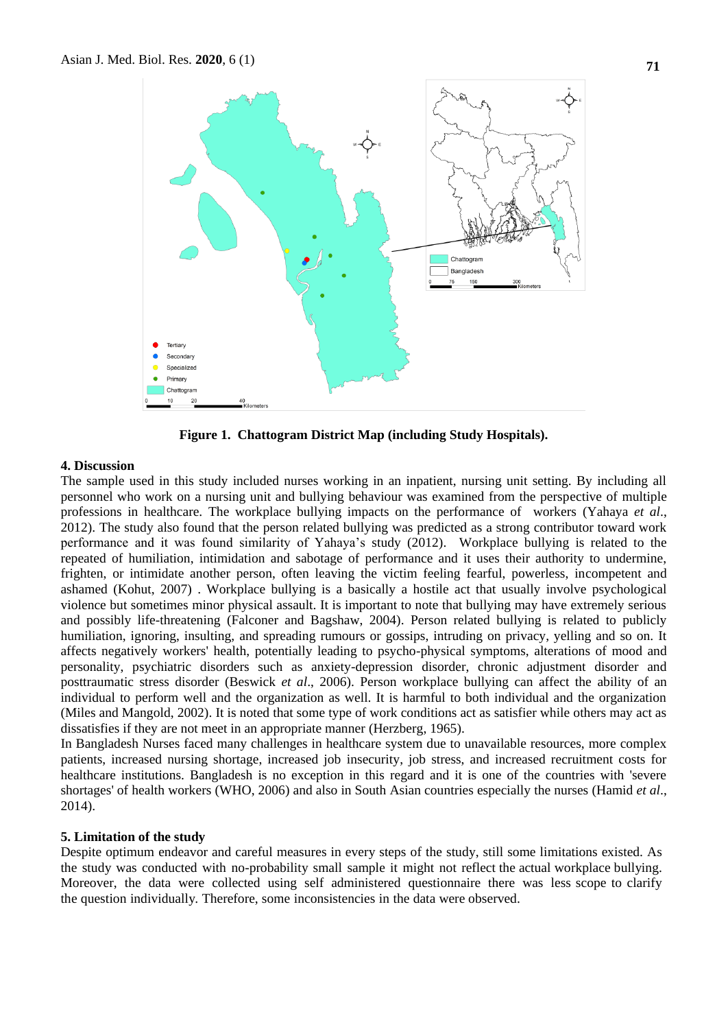Figure 1. Chattogram District Map (including Study Hospitals).

## 4. Discussion

The sample used in this study included nurses working in an inpatient, nursing unit setting. By including all personnel who work on a nursing unit and bullying behaviour was examined from the perspective of multiple professions in healthcare. The workplace bullying impacts on the performance of workers (Yahaya *et al*., 2012). The study also found that the person related bullying was predicted as a strong contributor toward work performance and it was found similarity of Yahaya's study (2012). Workplace bullying is related to the repeated of humiliation, intimidation and sabotage of performance and it uses their authority to undermine, frighten, or intimidate another person, often leaving the victim feeling fearful, powerless, incompetent and ashamed (Kohut, 2007) . Workplace bullying is a basically a hostile act that usually involve psychological violence but sometimes minor physical assault. It is important to note that bullying may have extremely serious and possibly life-threatening (Falconer and Bagshaw, 2004). Person related bullying is related to publicly humiliation, ignoring, insulting, and spreading rumours or gossips, intruding on privacy, yelling and so on. It affects negatively workers' health, potentially leading to psycho-physical symptoms, alterations of mood and personality, psychiatric disorders such as anxiety-depression disorder, chronic adjustment disorder and posttraumatic stress disorder (Beswick *et al*., 2006). Person workplace bullying can affect the ability of an individual to perform well and the organization as well. It is harmful to both individual and the organization (Miles and Mangold, 2002). It is noted that some type of work conditions act as satisfier while others may act as dissatisfies if they are not meet in an appropriate manner (Herzberg, 1965).

In Bangladesh Nurses faced many challenges in healthcare system due to unavailable resources, more complex patients, increased nursing shortage, increased job insecurity, job stress, and increased recruitment costs for healthcare institutions. Bangladesh is no exception in this regard and it is one of the countries with 'severe shortages' of health workers (WHO, 2006) and also in South Asian countries especially the nurses (Hamid *et al*., 2014).

## 5. Limitation of the study

Despite optimum endeavor and careful measures in every steps of the study, still some limitations existed. As the study was conducted with no-probability small sample it might not reflect the actual workplace bullying. Moreover, the data were collected using self administered questionnaire there was less scope to clarify the question individually. Therefore, some inconsistencies in the data were observed.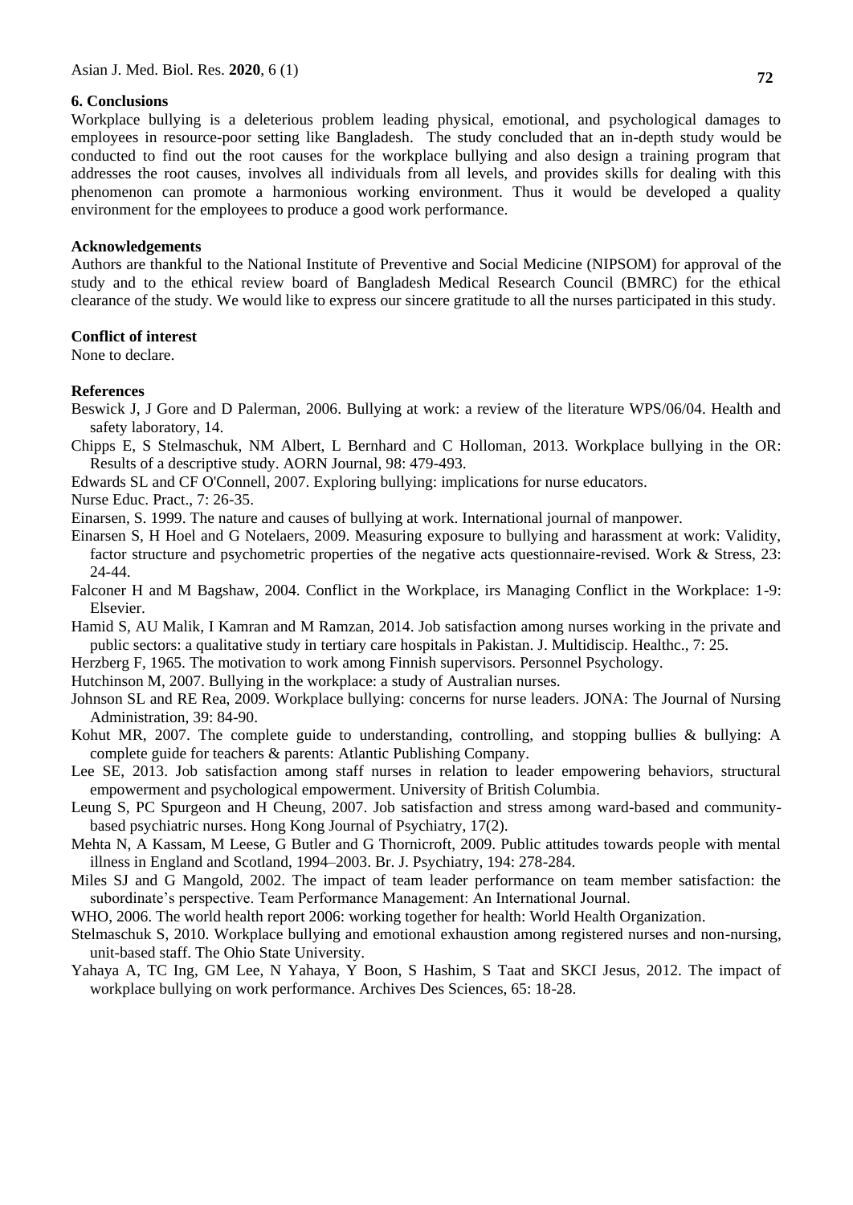## 6. Conclusions

Workplace bullying is a deleterious problem leading physical, emotional, and psychological damages to employees in resource-poor setting like Bangladesh. The study concluded that an in-depth study would be conducted to find out the root causes for the workplace bullying and also design a training program that addresses the root causes, involves all individuals from all levels, and provides skills for dealing with this phenomenon can promote a harmonious working environment. Thus it would be developed a quality environment for the employees to produce a good work performance.

### Acknowledgements

Authors are thankful to the National Institute of Preventive and Social Medicine (NIPSOM) for approval of the study and to the ethical review board of Bangladesh Medical Research Council (BMRC) for the ethical clearance of the study. We would like to express our sincere gratitude to all the nurses participated in this study.

### Conflict of interest

None to declare.

### References

Beswick J, J Gore and D Palerman, 2006. Bullying at work: a review of the literature WPS/06/04. Health and safety laboratory, 14.

Chipps E, S Stelmaschuk, NM Albert, L Bernhard and C Holloman, 2013. Workplace bullying in the OR: Results of a descriptive study. AORN Journal, 98: 479-493.

Edwards SL and CF O'Connell, 2007. Exploring bullying: implications for nurse educators.

Nurse Educ. Pract., 7: 26-35.

Einarsen, S. 1999. The nature and causes of bullying at work. International journal of manpower.

Einarsen S, H Hoel and G Notelaers, 2009. Measuring exposure to bullying and harassment at work: Validity, factor structure and psychometric properties of the negative acts questionnaire-revised. Work & Stress, 23: 24-44.

Falconer H and M Bagshaw, 2004. Conflict in the Workplace, irs Managing Conflict in the Workplace: 1-9: Elsevier.

Hamid S, AU Malik, I Kamran and M Ramzan, 2014. Job satisfaction among nurses working in the private and public sectors: a qualitative study in tertiary care hospitals in Pakistan. J. Multidiscip. Healthc., 7: 25.

Herzberg F, 1965. The motivation to work among Finnish supervisors. Personnel Psychology.

Hutchinson M, 2007. Bullying in the workplace: a study of Australian nurses.

Johnson SL and RE Rea, 2009. Workplace bullying: concerns for nurse leaders. JONA: The Journal of Nursing Administration, 39: 84-90.

Kohut MR, 2007. The complete guide to understanding, controlling, and stopping bullies & bullying: A complete guide for teachers & parents: Atlantic Publishing Company.

Lee SE, 2013. Job satisfaction among staff nurses in relation to leader empowering behaviors, structural empowerment and psychological empowerment. University of British Columbia.

Leung S, PC Spurgeon and H Cheung, 2007. Job satisfaction and stress among ward-based and community-based psychiatric nurses. Hong Kong Journal of Psychiatry, 17(2).

Mehta N, A Kassam, M Leese, G Butler and G Thornicroft, 2009. Public attitudes towards people with mental illness in England and Scotland, 1994–2003. Br. J. Psychiatry, 194: 278-284.

Miles SJ and G Mangold, 2002. The impact of team leader performance on team member satisfaction: the subordinate's perspective. Team Performance Management: An International Journal.

WHO, 2006. The world health report 2006: working together for health: World Health Organization.

Stelmaschuk S, 2010. Workplace bullying and emotional exhaustion among registered nurses and non-nursing, unit-based staff. The Ohio State University.

Yahaya A, TC Ing, GM Lee, N Yahaya, Y Boon, S Hashim, S Taat and SKCI Jesus, 2012. The impact of workplace bullying on work performance. Archives Des Sciences, 65: 18-28.